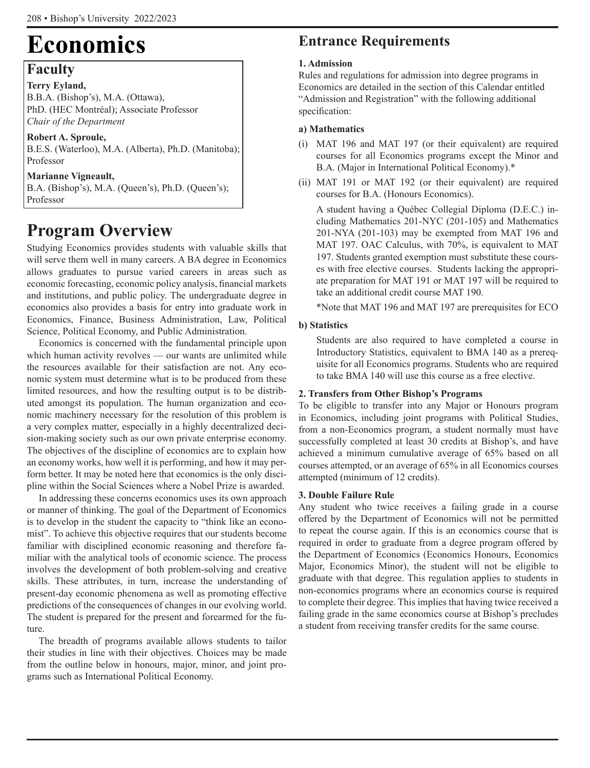# Economics

## Faculty

**Terry Eyland,**
B.B.A. (Bishop's), M.A. (Ottawa), PhD. (HEC Montréal); Associate Professor
*Chair of the Department*

**Robert A. Sproule,**
B.E.S. (Waterloo), M.A. (Alberta), Ph.D. (Manitoba); Professor

**Marianne Vigneault,**
B.A. (Bishop's), M.A. (Queen's), Ph.D. (Queen's); Professor

# Program Overview

Studying Economics provides students with valuable skills that will serve them well in many careers. A BA degree in Economics allows graduates to pursue varied careers in areas such as economic forecasting, economic policy analysis, financial markets and institutions, and public policy. The undergraduate degree in economics also provides a basis for entry into graduate work in Economics, Finance, Business Administration, Law, Political Science, Political Economy, and Public Administration.

Economics is concerned with the fundamental principle upon which human activity revolves — our wants are unlimited while the resources available for their satisfaction are not. Any economic system must determine what is to be produced from these limited resources, and how the resulting output is to be distributed amongst its population. The human organization and economic machinery necessary for the resolution of this problem is a very complex matter, especially in a highly decentralized decision-making society such as our own private enterprise economy. The objectives of the discipline of economics are to explain how an economy works, how well it is performing, and how it may perform better. It may be noted here that economics is the only discipline within the Social Sciences where a Nobel Prize is awarded.

In addressing these concerns economics uses its own approach or manner of thinking. The goal of the Department of Economics is to develop in the student the capacity to "think like an economist". To achieve this objective requires that our students become familiar with disciplined economic reasoning and therefore familiar with the analytical tools of economic science. The process involves the development of both problem-solving and creative skills. These attributes, in turn, increase the understanding of present-day economic phenomena as well as promoting effective predictions of the consequences of changes in our evolving world. The student is prepared for the present and forearmed for the future.

The breadth of programs available allows students to tailor their studies in line with their objectives. Choices may be made from the outline below in honours, major, minor, and joint programs such as International Political Economy.

# Entrance Requirements

### 1. Admission

Rules and regulations for admission into degree programs in Economics are detailed in the section of this Calendar entitled "Admission and Registration" with the following additional specification:

#### a) Mathematics

(i) MAT 196 and MAT 197 (or their equivalent) are required courses for all Economics programs except the Minor and B.A. (Major in International Political Economy).*

(ii) MAT 191 or MAT 192 (or their equivalent) are required courses for B.A. (Honours Economics).

A student having a Québec Collegial Diploma (D.E.C.) including Mathematics 201-NYC (201-105) and Mathematics 201-NYA (201-103) may be exempted from MAT 196 and MAT 197. OAC Calculus, with 70%, is equivalent to MAT 197. Students granted exemption must substitute these courses with free elective courses. Students lacking the appropriate preparation for MAT 191 or MAT 197 will be required to take an additional credit course MAT 190.

*Note that MAT 196 and MAT 197 are prerequisites for ECO

#### b) Statistics

Students are also required to have completed a course in Introductory Statistics, equivalent to BMA 140 as a prerequisite for all Economics programs. Students who are required to take BMA 140 will use this course as a free elective.

### 2. Transfers from Other Bishop's Programs

To be eligible to transfer into any Major or Honours program in Economics, including joint programs with Political Studies, from a non-Economics program, a student normally must have successfully completed at least 30 credits at Bishop's, and have achieved a minimum cumulative average of 65% based on all courses attempted, or an average of 65% in all Economics courses attempted (minimum of 12 credits).

### 3. Double Failure Rule

Any student who twice receives a failing grade in a course offered by the Department of Economics will not be permitted to repeat the course again. If this is an economics course that is required in order to graduate from a degree program offered by the Department of Economics (Economics Honours, Economics Major, Economics Minor), the student will not be eligible to graduate with that degree. This regulation applies to students in non-economics programs where an economics course is required to complete their degree. This implies that having twice received a failing grade in the same economics course at Bishop's precludes a student from receiving transfer credits for the same course.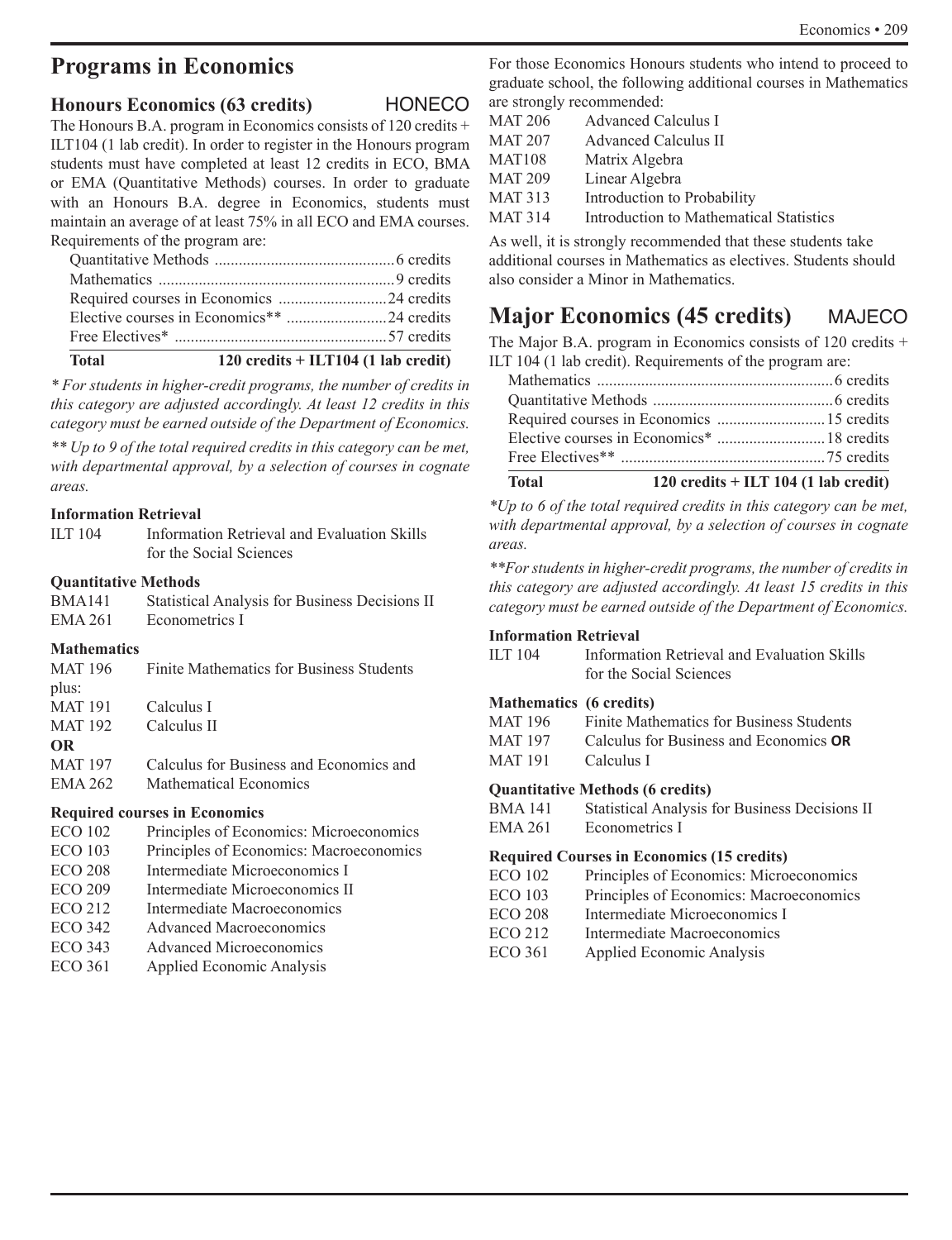# Programs in Economics

## Honours Economics (63 credits) HONECO

The Honours B.A. program in Economics consists of 120 credits + ILT104 (1 lab credit). In order to register in the Honours program students must have completed at least 12 credits in ECO, BMA or EMA (Quantitative Methods) courses. In order to graduate with an Honours B.A. degree in Economics, students must maintain an average of at least 75% in all ECO and EMA courses. Requirements of the program are:

| | |
|---|---|
| Quantitative Methods | 6 credits |
| Mathematics | 9 credits |
| Required courses in Economics | 24 credits |
| Elective courses in Economics** | 24 credits |
| Free Electives* | 57 credits |
| **Total** | **120 credits + ILT104 (1 lab credit)** |

*\* For students in higher-credit programs, the number of credits in this category are adjusted accordingly. At least 12 credits in this category must be earned outside of the Department of Economics.*

*\*\* Up to 9 of the total required credits in this category can be met, with departmental approval, by a selection of courses in cognate areas.*

#### Information Retrieval

ILT 104 Information Retrieval and Evaluation Skills for the Social Sciences

#### Quantitative Methods

BMA141 Statistical Analysis for Business Decisions II
EMA 261 Econometrics I

#### Mathematics

MAT 196 Finite Mathematics for Business Students
plus:
MAT 191 Calculus I
MAT 192 Calculus II
**OR**
MAT 197 Calculus for Business and Economics and
EMA 262 Mathematical Economics

#### Required courses in Economics

ECO 102 Principles of Economics: Microeconomics
ECO 103 Principles of Economics: Macroeconomics
ECO 208 Intermediate Microeconomics I
ECO 209 Intermediate Microeconomics II
ECO 212 Intermediate Macroeconomics
ECO 342 Advanced Macroeconomics
ECO 343 Advanced Microeconomics
ECO 361 Applied Economic Analysis

For those Economics Honours students who intend to proceed to graduate school, the following additional courses in Mathematics are strongly recommended:

MAT 206 Advanced Calculus I
MAT 207 Advanced Calculus II
MAT108 Matrix Algebra
MAT 209 Linear Algebra
MAT 313 Introduction to Probability
MAT 314 Introduction to Mathematical Statistics

As well, it is strongly recommended that these students take additional courses in Mathematics as electives. Students should also consider a Minor in Mathematics.

## Major Economics (45 credits) MAJECO

The Major B.A. program in Economics consists of 120 credits + ILT 104 (1 lab credit). Requirements of the program are:

| | |
|---|---|
| Mathematics | 6 credits |
| Quantitative Methods | 6 credits |
| Required courses in Economics | 15 credits |
| Elective courses in Economics* | 18 credits |
| Free Electives** | 75 credits |
| **Total** | **120 credits + ILT 104 (1 lab credit)** |

*\*Up to 6 of the total required credits in this category can be met, with departmental approval, by a selection of courses in cognate areas.*

*\*\*For students in higher-credit programs, the number of credits in this category are adjusted accordingly. At least 15 credits in this category must be earned outside of the Department of Economics.*

#### Information Retrieval

ILT 104 Information Retrieval and Evaluation Skills for the Social Sciences

#### Mathematics (6 credits)

MAT 196 Finite Mathematics for Business Students
MAT 197 Calculus for Business and Economics **OR**
MAT 191 Calculus I

#### Quantitative Methods (6 credits)

BMA 141 Statistical Analysis for Business Decisions II
EMA 261 Econometrics I

#### Required Courses in Economics (15 credits)

ECO 102 Principles of Economics: Microeconomics
ECO 103 Principles of Economics: Macroeconomics
ECO 208 Intermediate Microeconomics I
ECO 212 Intermediate Macroeconomics
ECO 361 Applied Economic Analysis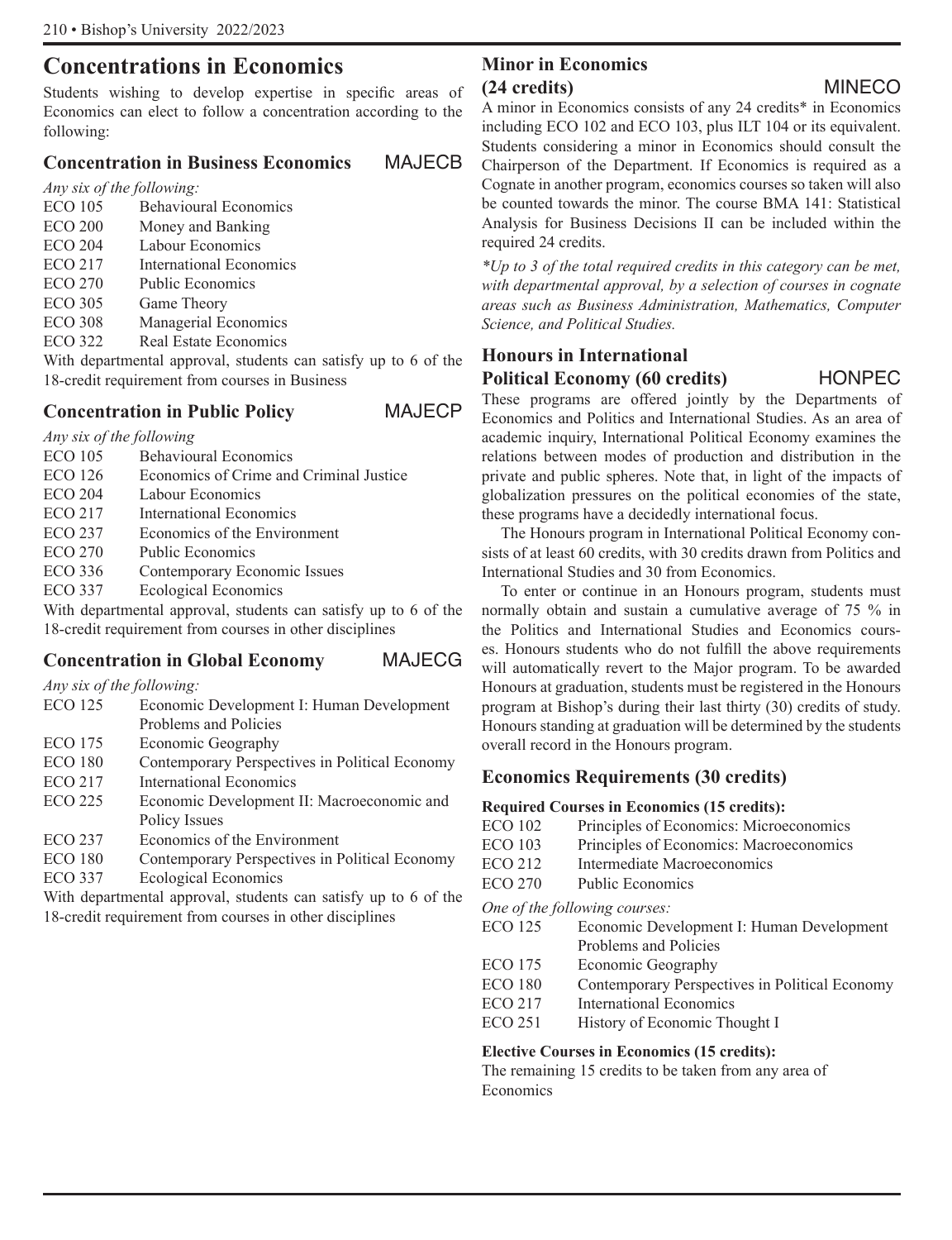## Concentrations in Economics

Students wishing to develop expertise in specific areas of Economics can elect to follow a concentration according to the following:

### Concentration in Business Economics MAJECB

*Any six of the following:*

| | |
|---|---|
| ECO 105 | Behavioural Economics |
| ECO 200 | Money and Banking |
| ECO 204 | Labour Economics |
| ECO 217 | International Economics |
| ECO 270 | Public Economics |
| ECO 305 | Game Theory |
| ECO 308 | Managerial Economics |
| ECO 322 | Real Estate Economics |

With departmental approval, students can satisfy up to 6 of the 18-credit requirement from courses in Business

### Concentration in Public Policy MAJECP

*Any six of the following*

| | |
|---|---|
| ECO 105 | Behavioural Economics |
| ECO 126 | Economics of Crime and Criminal Justice |
| ECO 204 | Labour Economics |
| ECO 217 | International Economics |
| ECO 237 | Economics of the Environment |
| ECO 270 | Public Economics |
| ECO 336 | Contemporary Economic Issues |
| ECO 337 | Ecological Economics |

With departmental approval, students can satisfy up to 6 of the 18-credit requirement from courses in other disciplines

### Concentration in Global Economy MAJECG

*Any six of the following:*

| | |
|---|---|
| ECO 125 | Economic Development I: Human Development Problems and Policies |
| ECO 175 | Economic Geography |
| ECO 180 | Contemporary Perspectives in Political Economy |
| ECO 217 | International Economics |
| ECO 225 | Economic Development II: Macroeconomic and Policy Issues |
| ECO 237 | Economics of the Environment |
| ECO 180 | Contemporary Perspectives in Political Economy |
| ECO 337 | Ecological Economics |

With departmental approval, students can satisfy up to 6 of the 18-credit requirement from courses in other disciplines

## Minor in Economics (24 credits) MINECO

A minor in Economics consists of any 24 credits* in Economics including ECO 102 and ECO 103, plus ILT 104 or its equivalent. Students considering a minor in Economics should consult the Chairperson of the Department. If Economics is required as a Cognate in another program, economics courses so taken will also be counted towards the minor. The course BMA 141: Statistical Analysis for Business Decisions II can be included within the required 24 credits.

*\*Up to 3 of the total required credits in this category can be met, with departmental approval, by a selection of courses in cognate areas such as Business Administration, Mathematics, Computer Science, and Political Studies.*

## Honours in International Political Economy (60 credits) HONPEC

These programs are offered jointly by the Departments of Economics and Politics and International Studies. As an area of academic inquiry, International Political Economy examines the relations between modes of production and distribution in the private and public spheres. Note that, in light of the impacts of globalization pressures on the political economies of the state, these programs have a decidedly international focus.

The Honours program in International Political Economy consists of at least 60 credits, with 30 credits drawn from Politics and International Studies and 30 from Economics.

To enter or continue in an Honours program, students must normally obtain and sustain a cumulative average of 75 % in the Politics and International Studies and Economics courses. Honours students who do not fulfill the above requirements will automatically revert to the Major program. To be awarded Honours at graduation, students must be registered in the Honours program at Bishop's during their last thirty (30) credits of study. Honours standing at graduation will be determined by the students overall record in the Honours program.

### Economics Requirements (30 credits)

**Required Courses in Economics (15 credits):**

| | |
|---|---|
| ECO 102 | Principles of Economics: Microeconomics |
| ECO 103 | Principles of Economics: Macroeconomics |
| ECO 212 | Intermediate Macroeconomics |
| ECO 270 | Public Economics |

*One of the following courses:*

| | |
|---|---|
| ECO 125 | Economic Development I: Human Development Problems and Policies |
| ECO 175 | Economic Geography |
| ECO 180 | Contemporary Perspectives in Political Economy |
| ECO 217 | International Economics |
| ECO 251 | History of Economic Thought I |

**Elective Courses in Economics (15 credits):**

The remaining 15 credits to be taken from any area of Economics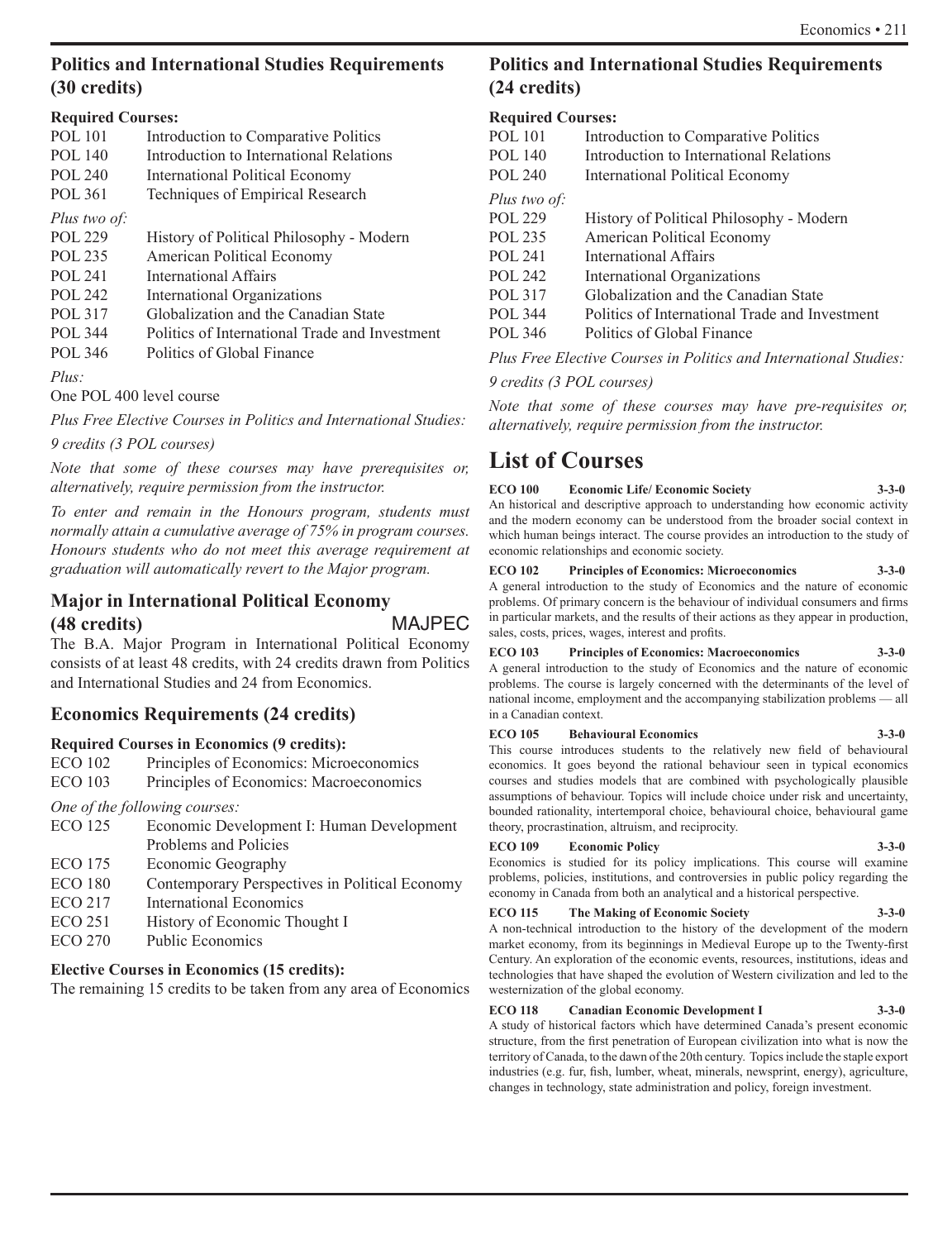## Politics and International Studies Requirements (30 credits)

**Required Courses:**

| | |
|---|---|
| POL 101 | Introduction to Comparative Politics |
| POL 140 | Introduction to International Relations |
| POL 240 | International Political Economy |
| POL 361 | Techniques of Empirical Research |

*Plus two of:*

| | |
|---|---|
| POL 229 | History of Political Philosophy - Modern |
| POL 235 | American Political Economy |
| POL 241 | International Affairs |
| POL 242 | International Organizations |
| POL 317 | Globalization and the Canadian State |
| POL 344 | Politics of International Trade and Investment |
| POL 346 | Politics of Global Finance |

*Plus:*

One POL 400 level course

*Plus Free Elective Courses in Politics and International Studies:*

*9 credits (3 POL courses)*

*Note that some of these courses may have prerequisites or, alternatively, require permission from the instructor.*

*To enter and remain in the Honours program, students must normally attain a cumulative average of 75% in program courses. Honours students who do not meet this average requirement at graduation will automatically revert to the Major program.*

## Major in International Political Economy (48 credits) MAJPEC

The B.A. Major Program in International Political Economy consists of at least 48 credits, with 24 credits drawn from Politics and International Studies and 24 from Economics.

## Economics Requirements (24 credits)

**Required Courses in Economics (9 credits):**

| | |
|---|---|
| ECO 102 | Principles of Economics: Microeconomics |
| ECO 103 | Principles of Economics: Macroeconomics |

*One of the following courses:*

| | |
|---|---|
| ECO 125 | Economic Development I: Human Development Problems and Policies |
| ECO 175 | Economic Geography |
| ECO 180 | Contemporary Perspectives in Political Economy |
| ECO 217 | International Economics |
| ECO 251 | History of Economic Thought I |
| ECO 270 | Public Economics |

**Elective Courses in Economics (15 credits):**

The remaining 15 credits to be taken from any area of Economics

## Politics and International Studies Requirements (24 credits)

**Required Courses:**

| | |
|---|---|
| POL 101 | Introduction to Comparative Politics |
| POL 140 | Introduction to International Relations |
| POL 240 | International Political Economy |

*Plus two of:*

| | |
|---|---|
| POL 229 | History of Political Philosophy - Modern |
| POL 235 | American Political Economy |
| POL 241 | International Affairs |
| POL 242 | International Organizations |
| POL 317 | Globalization and the Canadian State |
| POL 344 | Politics of International Trade and Investment |
| POL 346 | Politics of Global Finance |

*Plus Free Elective Courses in Politics and International Studies:*

*9 credits (3 POL courses)*

*Note that some of these courses may have pre-requisites or, alternatively, require permission from the instructor.*

# List of Courses

**ECO 100 Economic Life/ Economic Society 3-3-0**

An historical and descriptive approach to understanding how economic activity and the modern economy can be understood from the broader social context in which human beings interact. The course provides an introduction to the study of economic relationships and economic society.

**ECO 102 Principles of Economics: Microeconomics 3-3-0**

A general introduction to the study of Economics and the nature of economic problems. Of primary concern is the behaviour of individual consumers and firms in particular markets, and the results of their actions as they appear in production, sales, costs, prices, wages, interest and profits.

**ECO 103 Principles of Economics: Macroeconomics 3-3-0**

A general introduction to the study of Economics and the nature of economic problems. The course is largely concerned with the determinants of the level of national income, employment and the accompanying stabilization problems — all in a Canadian context.

**ECO 105 Behavioural Economics 3-3-0**

This course introduces students to the relatively new field of behavioural economics. It goes beyond the rational behaviour seen in typical economics courses and studies models that are combined with psychologically plausible assumptions of behaviour. Topics will include choice under risk and uncertainty, bounded rationality, intertemporal choice, behavioural choice, behavioural game theory, procrastination, altruism, and reciprocity.

**ECO 109 Economic Policy 3-3-0**

Economics is studied for its policy implications. This course will examine problems, policies, institutions, and controversies in public policy regarding the economy in Canada from both an analytical and a historical perspective.

**ECO 115 The Making of Economic Society 3-3-0**

A non-technical introduction to the history of the development of the modern market economy, from its beginnings in Medieval Europe up to the Twenty-first Century. An exploration of the economic events, resources, institutions, ideas and technologies that have shaped the evolution of Western civilization and led to the westernization of the global economy.

**ECO 118 Canadian Economic Development I 3-3-0**

A study of historical factors which have determined Canada's present economic structure, from the first penetration of European civilization into what is now the territory of Canada, to the dawn of the 20th century. Topics include the staple export industries (e.g. fur, fish, lumber, wheat, minerals, newsprint, energy), agriculture, changes in technology, state administration and policy, foreign investment.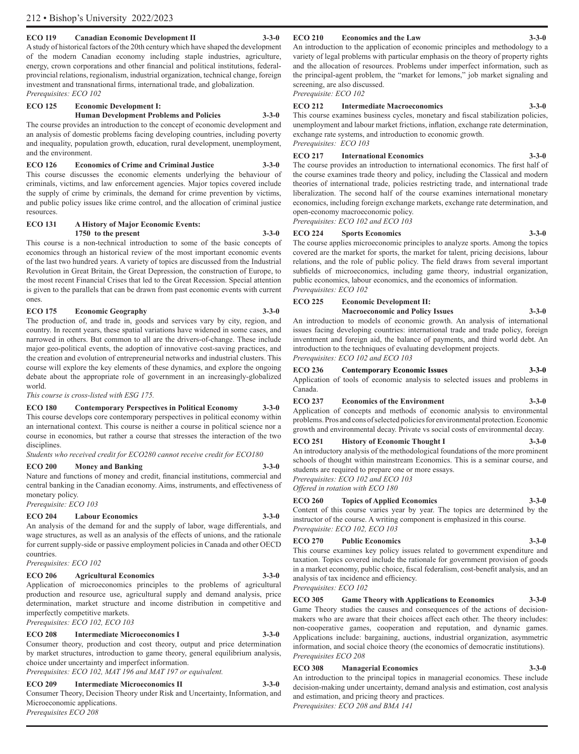**ECO 119 Canadian Economic Development II 3-3-0**

A study of historical factors of the 20th century which have shaped the development of the modern Canadian economy including staple industries, agriculture, energy, crown corporations and other financial and political institutions, federal-provincial relations, regionalism, industrial organization, technical change, foreign investment and transnational firms, international trade, and globalization.

*Prerequisites: ECO 102*

**ECO 125 Economic Development I: Human Development Problems and Policies 3-3-0**

The course provides an introduction to the concept of economic development and an analysis of domestic problems facing developing countries, including poverty and inequality, population growth, education, rural development, unemployment, and the environment.

**ECO 126 Economics of Crime and Criminal Justice 3-3-0**

This course discusses the economic elements underlying the behaviour of criminals, victims, and law enforcement agencies. Major topics covered include the supply of crime by criminals, the demand for crime prevention by victims, and public policy issues like crime control, and the allocation of criminal justice resources.

**ECO 131 A History of Major Economic Events: 1750 to the present 3-3-0**

This course is a non-technical introduction to some of the basic concepts of economics through an historical review of the most important economic events of the last two hundred years. A variety of topics are discussed from the Industrial Revolution in Great Britain, the Great Depression, the construction of Europe, to the most recent Financial Crises that led to the Great Recession. Special attention is given to the parallels that can be drawn from past economic events with current ones.

**ECO 175 Economic Geography 3-3-0**

The production of, and trade in, goods and services vary by city, region, and country. In recent years, these spatial variations have widened in some cases, and narrowed in others. But common to all are the drivers-of-change. These include major geo-political events, the adoption of innovative cost-saving practices, and the creation and evolution of entrepreneurial networks and industrial clusters. This course will explore the key elements of these dynamics, and explore the ongoing debate about the appropriate role of government in an increasingly-globalized world.

*This course is cross-listed with ESG 175.*

**ECO 180 Contemporary Perspectives in Political Economy 3-3-0**

This course develops core contemporary perspectives in political economy within an international context. This course is neither a course in political science nor a course in economics, but rather a course that stresses the interaction of the two disciplines.

*Students who received credit for ECO280 cannot receive credit for ECO180*

**ECO 200 Money and Banking 3-3-0**

Nature and functions of money and credit, financial institutions, commercial and central banking in the Canadian economy. Aims, instruments, and effectiveness of monetary policy.

*Prerequisite: ECO 103*

**ECO 204 Labour Economics 3-3-0**

An analysis of the demand for and the supply of labor, wage differentials, and wage structures, as well as an analysis of the effects of unions, and the rationale for current supply-side or passive employment policies in Canada and other OECD countries.

*Prerequisites: ECO 102*

**ECO 206 Agricultural Economics 3-3-0**

Application of microeconomics principles to the problems of agricultural production and resource use, agricultural supply and demand analysis, price determination, market structure and income distribution in competitive and imperfectly competitive markets.

*Prerequisites: ECO 102, ECO 103*

**ECO 208 Intermediate Microeconomics I 3-3-0**

Consumer theory, production and cost theory, output and price determination by market structures, introduction to game theory, general equilibrium analysis, choice under uncertainty and imperfect information.

*Prerequisites: ECO 102, MAT 196 and MAT 197 or equivalent.*

**ECO 209 Intermediate Microeconomics II 3-3-0**

Consumer Theory, Decision Theory under Risk and Uncertainty, Information, and Microeconomic applications.

*Prerequisites ECO 208*

**ECO 210 Economics and the Law 3-3-0**

An introduction to the application of economic principles and methodology to a variety of legal problems with particular emphasis on the theory of property rights and the allocation of resources. Problems under imperfect information, such as the principal-agent problem, the "market for lemons," job market signaling and screening, are also discussed.

*Prerequisite: ECO 102*

**ECO 212 Intermediate Macroeconomics 3-3-0**

This course examines business cycles, monetary and fiscal stabilization policies, unemployment and labour market frictions, inflation, exchange rate determination, exchange rate systems, and introduction to economic growth.

*Prerequisites: ECO 103*

**ECO 217 International Economics 3-3-0**

The course provides an introduction to international economics. The first half of the course examines trade theory and policy, including the Classical and modern theories of international trade, policies restricting trade, and international trade liberalization. The second half of the course examines international monetary economics, including foreign exchange markets, exchange rate determination, and open-economy macroeconomic policy.

*Prerequisites: ECO 102 and ECO 103*

**ECO 224 Sports Economics 3-3-0**

The course applies microeconomic principles to analyze sports. Among the topics covered are the market for sports, the market for talent, pricing decisions, labour relations, and the role of public policy. The field draws from several important subfields of microeconomics, including game theory, industrial organization, public economics, labour economics, and the economics of information.

*Prerequisites: ECO 102*

**ECO 225 Economic Development II: Macroeconomic and Policy Issues 3-3-0**

An introduction to models of economic growth. An analysis of international issues facing developing countries: international trade and trade policy, foreign inventment and foreign aid, the balance of payments, and third world debt. An introduction to the techniques of evaluating development projects.

*Prerequisites: ECO 102 and ECO 103*

**ECO 236 Contemporary Economic Issues 3-3-0**

Application of tools of economic analysis to selected issues and problems in Canada.

**ECO 237 Economics of the Environment 3-3-0**

Application of concepts and methods of economic analysis to environmental problems. Pros and cons of selected policies for environmental protection. Economic growth and environmental decay. Private vs social costs of environmental decay.

**ECO 251 History of Economic Thought I 3-3-0**

An introductory analysis of the methodological foundations of the more prominent schools of thought within mainstream Economics. This is a seminar course, and students are required to prepare one or more essays.

*Prerequisites: ECO 102 and ECO 103*

*Offered in rotation with ECO 180*

**ECO 260 Topics of Applied Economics 3-3-0**

Content of this course varies year by year. The topics are determined by the instructor of the course. A writing component is emphasized in this course.

*Prerequisite: ECO 102, ECO 103*

**ECO 270 Public Economics 3-3-0**

This course examines key policy issues related to government expenditure and taxation. Topics covered include the rationale for government provision of goods in a market economy, public choice, fiscal federalism, cost-benefit analysis, and an analysis of tax incidence and efficiency.

*Prerequisites: ECO 102*

**ECO 305 Game Theory with Applications to Economics 3-3-0**

Game Theory studies the causes and consequences of the actions of decision-makers who are aware that their choices affect each other. The theory includes: non-cooperative games, cooperation and reputation, and dynamic games. Applications include: bargaining, auctions, industrial organization, asymmetric information, and social choice theory (the economics of democratic institutions).

*Prerequisites ECO 208*

**ECO 308 Managerial Economics 3-3-0**

An introduction to the principal topics in managerial economics. These include decision-making under uncertainty, demand analysis and estimation, cost analysis and estimation, and pricing theory and practices.

*Prerequisites: ECO 208 and BMA 141*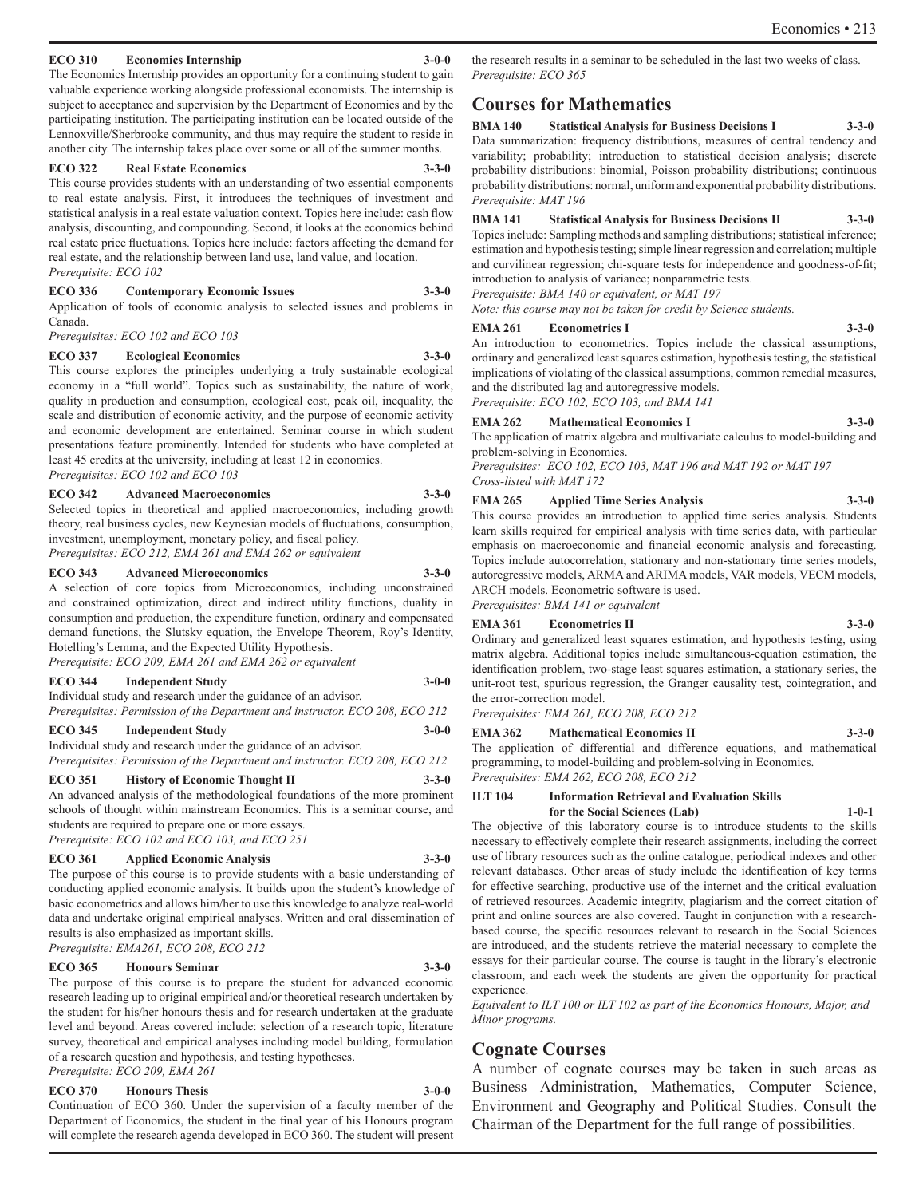**ECO 310 Economics Internship 3-0-0**

The Economics Internship provides an opportunity for a continuing student to gain valuable experience working alongside professional economists. The internship is subject to acceptance and supervision by the Department of Economics and by the participating institution. The participating institution can be located outside of the Lennoxville/Sherbrooke community, and thus may require the student to reside in another city. The internship takes place over some or all of the summer months.

**ECO 322 Real Estate Economics 3-3-0**

This course provides students with an understanding of two essential components to real estate analysis. First, it introduces the techniques of investment and statistical analysis in a real estate valuation context. Topics here include: cash flow analysis, discounting, and compounding. Second, it looks at the economics behind real estate price fluctuations. Topics here include: factors affecting the demand for real estate, and the relationship between land use, land value, and location.

*Prerequisite: ECO 102*

**ECO 336 Contemporary Economic Issues 3-3-0**

Application of tools of economic analysis to selected issues and problems in Canada.

*Prerequisites: ECO 102 and ECO 103*

**ECO 337 Ecological Economics 3-3-0**

This course explores the principles underlying a truly sustainable ecological economy in a "full world". Topics such as sustainability, the nature of work, quality in production and consumption, ecological cost, peak oil, inequality, the scale and distribution of economic activity, and the purpose of economic activity and economic development are entertained. Seminar course in which student presentations feature prominently. Intended for students who have completed at least 45 credits at the university, including at least 12 in economics.

*Prerequisites: ECO 102 and ECO 103*

**ECO 342 Advanced Macroeconomics 3-3-0**

Selected topics in theoretical and applied macroeconomics, including growth theory, real business cycles, new Keynesian models of fluctuations, consumption, investment, unemployment, monetary policy, and fiscal policy.

*Prerequisites: ECO 212, EMA 261 and EMA 262 or equivalent*

**ECO 343 Advanced Microeconomics 3-3-0**

A selection of core topics from Microeconomics, including unconstrained and constrained optimization, direct and indirect utility functions, duality in consumption and production, the expenditure function, ordinary and compensated demand functions, the Slutsky equation, the Envelope Theorem, Roy's Identity, Hotelling's Lemma, and the Expected Utility Hypothesis.

*Prerequisite: ECO 209, EMA 261 and EMA 262 or equivalent*

**ECO 344 Independent Study 3-0-0**

Individual study and research under the guidance of an advisor.

*Prerequisites: Permission of the Department and instructor. ECO 208, ECO 212*

**ECO 345 Independent Study 3-0-0**

Individual study and research under the guidance of an advisor.

*Prerequisites: Permission of the Department and instructor. ECO 208, ECO 212*

**ECO 351 History of Economic Thought II 3-3-0**

An advanced analysis of the methodological foundations of the more prominent schools of thought within mainstream Economics. This is a seminar course, and students are required to prepare one or more essays.

*Prerequisite: ECO 102 and ECO 103, and ECO 251*

**ECO 361 Applied Economic Analysis 3-3-0**

The purpose of this course is to provide students with a basic understanding of conducting applied economic analysis. It builds upon the student's knowledge of basic econometrics and allows him/her to use this knowledge to analyze real-world data and undertake original empirical analyses. Written and oral dissemination of results is also emphasized as important skills.

*Prerequisite: EMA261, ECO 208, ECO 212*

**ECO 365 Honours Seminar 3-3-0**

The purpose of this course is to prepare the student for advanced economic research leading up to original empirical and/or theoretical research undertaken by the student for his/her honours thesis and for research undertaken at the graduate level and beyond. Areas covered include: selection of a research topic, literature survey, theoretical and empirical analyses including model building, formulation of a research question and hypothesis, and testing hypotheses.

*Prerequisite: ECO 209, EMA 261*

**ECO 370 Honours Thesis 3-0-0**

Continuation of ECO 360. Under the supervision of a faculty member of the Department of Economics, the student in the final year of his Honours program will complete the research agenda developed in ECO 360. The student will present the research results in a seminar to be scheduled in the last two weeks of class.

*Prerequisite: ECO 365*

## Courses for Mathematics

**BMA 140 Statistical Analysis for Business Decisions I 3-3-0**

Data summarization: frequency distributions, measures of central tendency and variability; probability; introduction to statistical decision analysis; discrete probability distributions: binomial, Poisson probability distributions; continuous probability distributions: normal, uniform and exponential probability distributions.

*Prerequisite: MAT 196*

**BMA 141 Statistical Analysis for Business Decisions II 3-3-0**

Topics include: Sampling methods and sampling distributions; statistical inference; estimation and hypothesis testing; simple linear regression and correlation; multiple and curvilinear regression; chi-square tests for independence and goodness-of-fit; introduction to analysis of variance; nonparametric tests.

*Prerequisite: BMA 140 or equivalent, or MAT 197*

*Note: this course may not be taken for credit by Science students.*

**EMA 261 Econometrics I 3-3-0**

An introduction to econometrics. Topics include the classical assumptions, ordinary and generalized least squares estimation, hypothesis testing, the statistical implications of violating of the classical assumptions, common remedial measures, and the distributed lag and autoregressive models.

*Prerequisite: ECO 102, ECO 103, and BMA 141*

**EMA 262 Mathematical Economics I 3-3-0**

The application of matrix algebra and multivariate calculus to model-building and problem-solving in Economics.

*Prerequisites: ECO 102, ECO 103, MAT 196 and MAT 192 or MAT 197*

*Cross-listed with MAT 172*

**EMA 265 Applied Time Series Analysis 3-3-0**

This course provides an introduction to applied time series analysis. Students learn skills required for empirical analysis with time series data, with particular emphasis on macroeconomic and financial economic analysis and forecasting. Topics include autocorrelation, stationary and non-stationary time series models, autoregressive models, ARMA and ARIMA models, VAR models, VECM models, ARCH models. Econometric software is used.

*Prerequisites: BMA 141 or equivalent*

**EMA 361 Econometrics II 3-3-0**

Ordinary and generalized least squares estimation, and hypothesis testing, using matrix algebra. Additional topics include simultaneous-equation estimation, the identification problem, two-stage least squares estimation, a stationary series, the unit-root test, spurious regression, the Granger causality test, cointegration, and the error-correction model.

*Prerequisites: EMA 261, ECO 208, ECO 212*

**EMA 362 Mathematical Economics II 3-3-0**

The application of differential and difference equations, and mathematical programming, to model-building and problem-solving in Economics.

*Prerequisites: EMA 262, ECO 208, ECO 212*

**ILT 104 Information Retrieval and Evaluation Skills for the Social Sciences (Lab) 1-0-1**

The objective of this laboratory course is to introduce students to the skills necessary to effectively complete their research assignments, including the correct use of library resources such as the online catalogue, periodical indexes and other relevant databases. Other areas of study include the identification of key terms for effective searching, productive use of the internet and the critical evaluation of retrieved resources. Academic integrity, plagiarism and the correct citation of print and online sources are also covered. Taught in conjunction with a research-based course, the specific resources relevant to research in the Social Sciences are introduced, and the students retrieve the material necessary to complete the essays for their particular course. The course is taught in the library's electronic classroom, and each week the students are given the opportunity for practical experience.

*Equivalent to ILT 100 or ILT 102 as part of the Economics Honours, Major, and Minor programs.*

## Cognate Courses

A number of cognate courses may be taken in such areas as Business Administration, Mathematics, Computer Science, Environment and Geography and Political Studies. Consult the Chairman of the Department for the full range of possibilities.